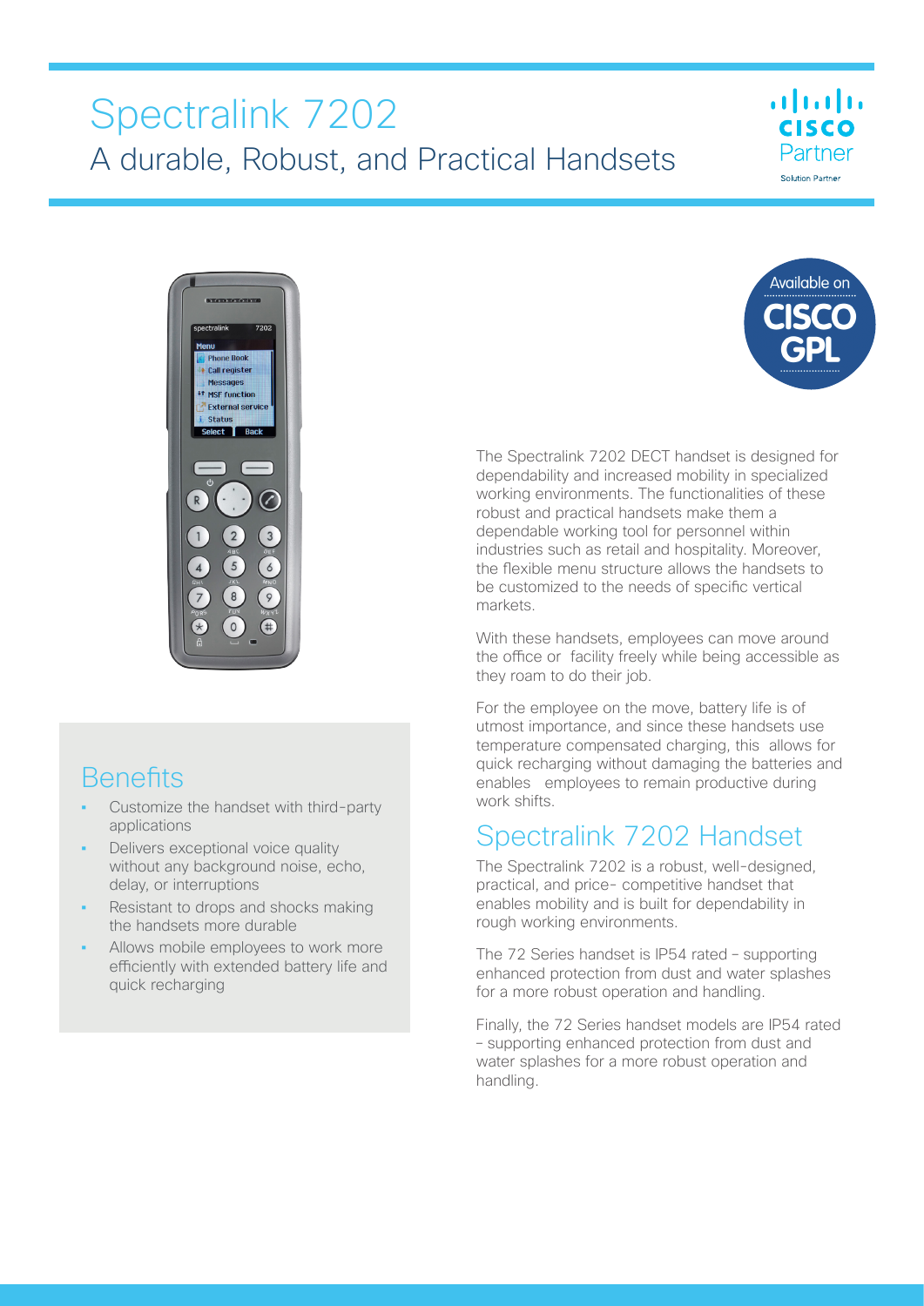# Spectralink 7202

## A durable, Robust, and Practical Handsets

Available on CISCO GPL

The Spectralink 7202 DECT handset is designed for dependability and increased mobility in specialized working environments. The functionalities of these robust and practical handsets make them a dependable working tool for personnel within industries such as retail and hospitality. Moreover, the flexible menu structure allows the handsets to be customized to the needs of specific vertical markets.

With these handsets, employees can move around the office or facility freely while being accessible as they roam to do their job.

For the employee on the move, battery life is of utmost importance, and since these handsets use temperature compensated charging, this allows for quick recharging without damaging the batteries and enables employees to remain productive during work shifts.

## Benefits

- Customize the handset with third-party applications
- Delivers exceptional voice quality without any background noise, echo, delay, or interruptions
- Resistant to drops and shocks making the handsets more durable
- Allows mobile employees to work more efficiently with extended battery life and quick recharging

## Spectralink 7202 Handset

The Spectralink 7202 is a robust, well-designed, practical, and price- competitive handset that enables mobility and is built for dependability in rough working environments.

The 72 Series handset is IP54 rated – supporting enhanced protection from dust and water splashes for a more robust operation and handling.

Finally, the 72 Series handset models are IP54 rated – supporting enhanced protection from dust and water splashes for a more robust operation and handling.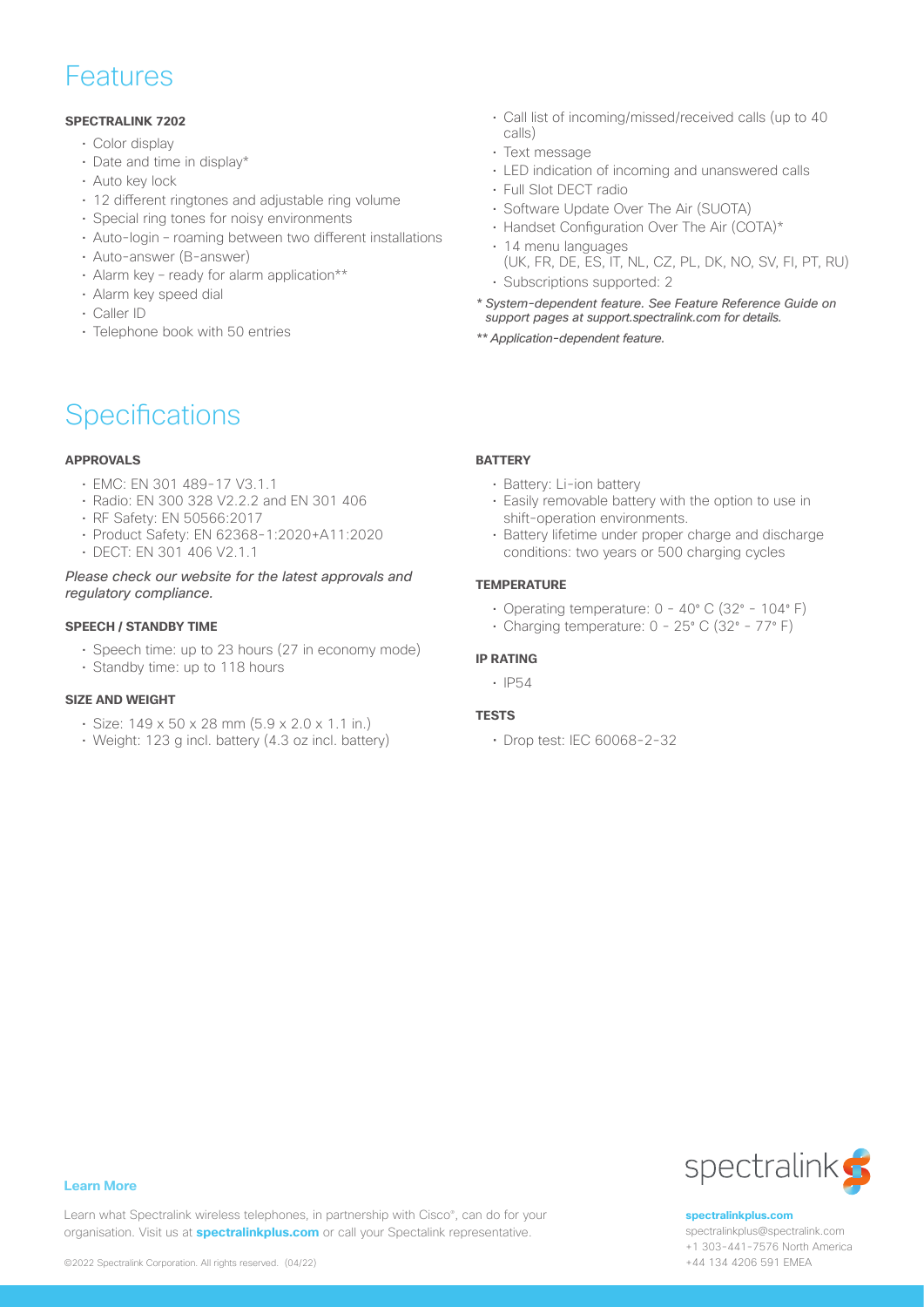# Features

### SPECTRALINK 7202

- Color display
- Date and time in display*
- Auto key lock
- 12 different ringtones and adjustable ring volume
- Special ring tones for noisy environments
- Auto-login – roaming between two different installations
- Auto-answer (B-answer)
- Alarm key – ready for alarm application**
- Alarm key speed dial
- Caller ID
- Telephone book with 50 entries
- Call list of incoming/missed/received calls (up to 40 calls)
- Text message
- LED indication of incoming and unanswered calls
- Full Slot DECT radio
- Software Update Over The Air (SUOTA)
- Handset Configuration Over The Air (COTA)*
- 14 menu languages (UK, FR, DE, ES, IT, NL, CZ, PL, DK, NO, SV, FI, PT, RU)
- Subscriptions supported: 2

*\* System-dependent feature. See Feature Reference Guide on support pages at support.spectralink.com for details.*

*\*\* Application-dependent feature.*

# Specifications

### APPROVALS

- EMC: EN 301 489-17 V3.1.1
- Radio: EN 300 328 V2.2.2 and EN 301 406
- RF Safety: EN 50566:2017
- Product Safety: EN 62368-1:2020+A11:2020
- DECT: EN 301 406 V2.1.1

*Please check our website for the latest approvals and regulatory compliance.*

### SPEECH / STANDBY TIME

- Speech time: up to 23 hours (27 in economy mode)
- Standby time: up to 118 hours

### SIZE AND WEIGHT

- Size: 149 x 50 x 28 mm (5.9 x 2.0 x 1.1 in.)
- Weight: 123 g incl. battery (4.3 oz incl. battery)

### BATTERY

- Battery: Li-ion battery
- Easily removable battery with the option to use in shift-operation environments.
- Battery lifetime under proper charge and discharge conditions: two years or 500 charging cycles

### TEMPERATURE

- Operating temperature: 0 - 40° C (32° - 104° F)
- Charging temperature: 0 - 25° C (32° - 77° F)

### IP RATING

- IP54

### TESTS

- Drop test: IEC 60068-2-32

**Learn More**

Learn what Spectralink wireless telephones, in partnership with Cisco®, can do for your organisation. Visit us at **spectralinkplus.com** or call your Spectalink representative.

©2022 Spectralink Corporation. All rights reserved. (04/22)

spectralink

**spectralinkplus.com**
spectralinkplus@spectralink.com
+1 303-441-7576 North America
+44 134 4206 591 EMEA